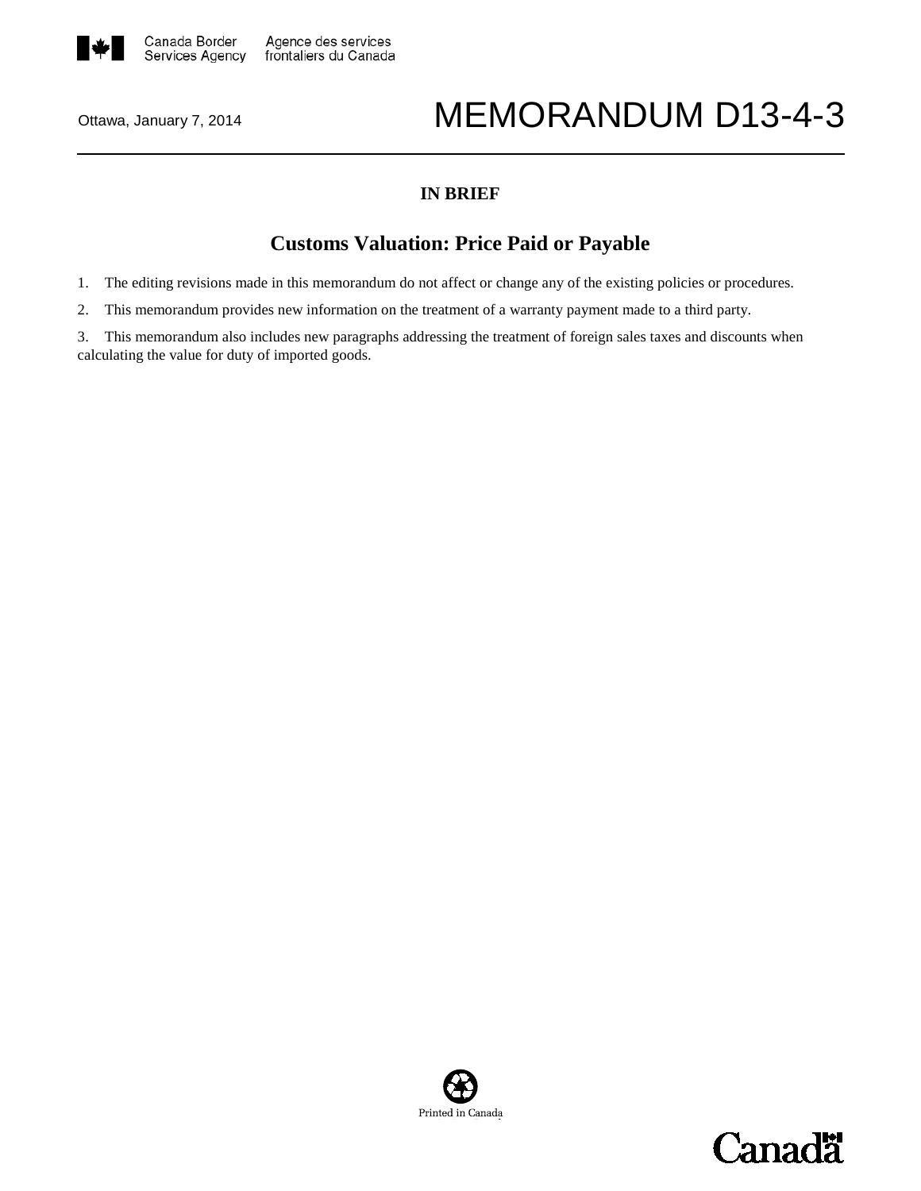Canada Border Services Agency | Agence des services frontaliers du Canada

Ottawa, January 7, 2014

# MEMORANDUM D13-4-3

## IN BRIEF

## Customs Valuation: Price Paid or Payable

1. The editing revisions made in this memorandum do not affect or change any of the existing policies or procedures.

2. This memorandum provides new information on the treatment of a warranty payment made to a third party.

3. This memorandum also includes new paragraphs addressing the treatment of foreign sales taxes and discounts when calculating the value for duty of imported goods.

Printed in Canada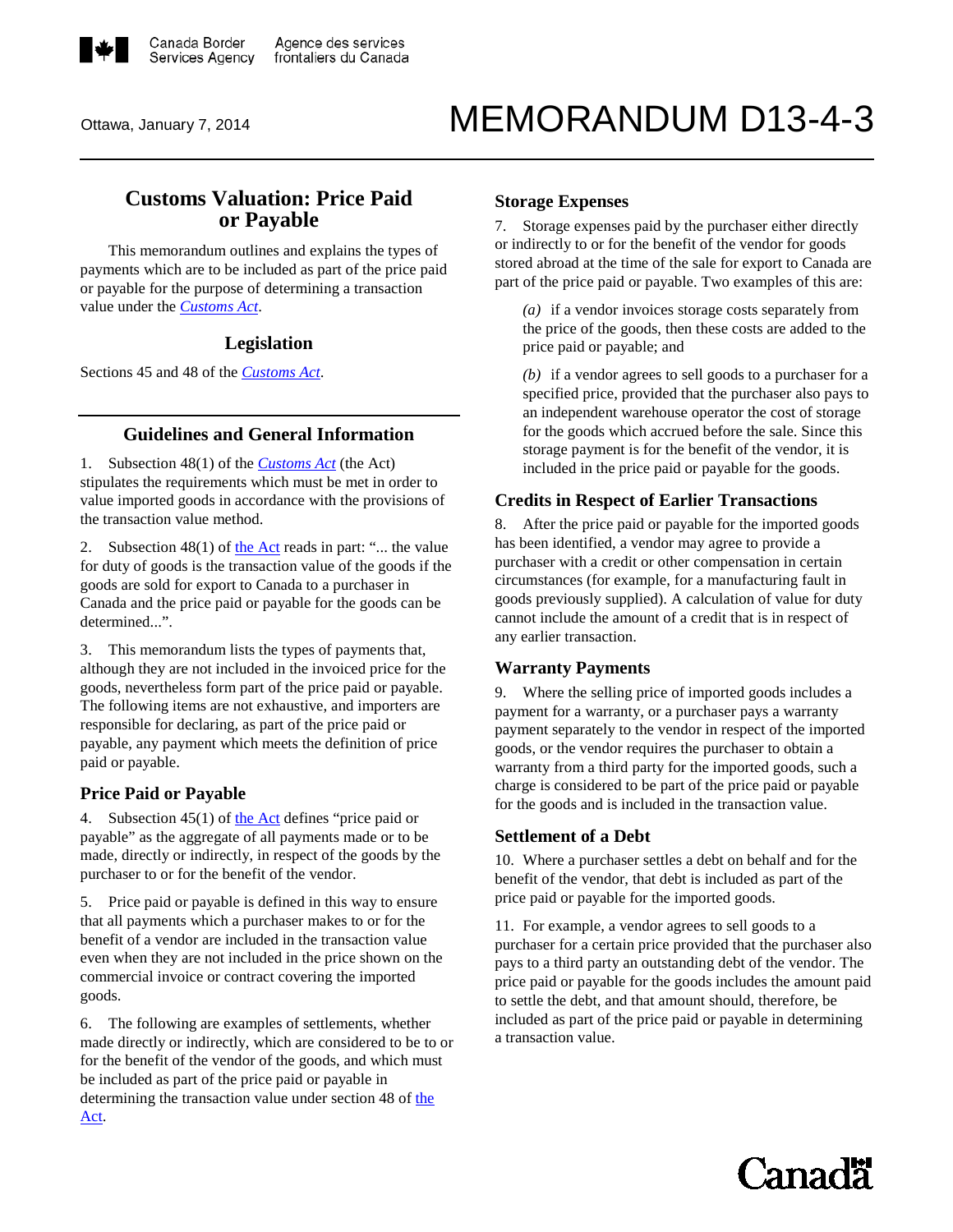Ottawa, January 7, 2014

# MEMORANDUM D13-4-3

## Customs Valuation: Price Paid or Payable

This memorandum outlines and explains the types of payments which are to be included as part of the price paid or payable for the purpose of determining a transaction value under the *Customs Act*.

## Legislation

Sections 45 and 48 of the *Customs Act*.

## Guidelines and General Information

1. Subsection 48(1) of the *Customs Act* (the Act) stipulates the requirements which must be met in order to value imported goods in accordance with the provisions of the transaction value method.

2. Subsection 48(1) of the Act reads in part: "... the value for duty of goods is the transaction value of the goods if the goods are sold for export to Canada to a purchaser in Canada and the price paid or payable for the goods can be determined...".

3. This memorandum lists the types of payments that, although they are not included in the invoiced price for the goods, nevertheless form part of the price paid or payable. The following items are not exhaustive, and importers are responsible for declaring, as part of the price paid or payable, any payment which meets the definition of price paid or payable.

### Price Paid or Payable

4. Subsection 45(1) of the Act defines "price paid or payable" as the aggregate of all payments made or to be made, directly or indirectly, in respect of the goods by the purchaser to or for the benefit of the vendor.

5. Price paid or payable is defined in this way to ensure that all payments which a purchaser makes to or for the benefit of a vendor are included in the transaction value even when they are not included in the price shown on the commercial invoice or contract covering the imported goods.

6. The following are examples of settlements, whether made directly or indirectly, which are considered to be to or for the benefit of the vendor of the goods, and which must be included as part of the price paid or payable in determining the transaction value under section 48 of the Act.

### Storage Expenses

7. Storage expenses paid by the purchaser either directly or indirectly to or for the benefit of the vendor for goods stored abroad at the time of the sale for export to Canada are part of the price paid or payable. Two examples of this are:

*(a)* if a vendor invoices storage costs separately from the price of the goods, then these costs are added to the price paid or payable; and

*(b)* if a vendor agrees to sell goods to a purchaser for a specified price, provided that the purchaser also pays to an independent warehouse operator the cost of storage for the goods which accrued before the sale. Since this storage payment is for the benefit of the vendor, it is included in the price paid or payable for the goods.

### Credits in Respect of Earlier Transactions

8. After the price paid or payable for the imported goods has been identified, a vendor may agree to provide a purchaser with a credit or other compensation in certain circumstances (for example, for a manufacturing fault in goods previously supplied). A calculation of value for duty cannot include the amount of a credit that is in respect of any earlier transaction.

### Warranty Payments

9. Where the selling price of imported goods includes a payment for a warranty, or a purchaser pays a warranty payment separately to the vendor in respect of the imported goods, or the vendor requires the purchaser to obtain a warranty from a third party for the imported goods, such a charge is considered to be part of the price paid or payable for the goods and is included in the transaction value.

### Settlement of a Debt

10. Where a purchaser settles a debt on behalf and for the benefit of the vendor, that debt is included as part of the price paid or payable for the imported goods.

11. For example, a vendor agrees to sell goods to a purchaser for a certain price provided that the purchaser also pays to a third party an outstanding debt of the vendor. The price paid or payable for the goods includes the amount paid to settle the debt, and that amount should, therefore, be included as part of the price paid or payable in determining a transaction value.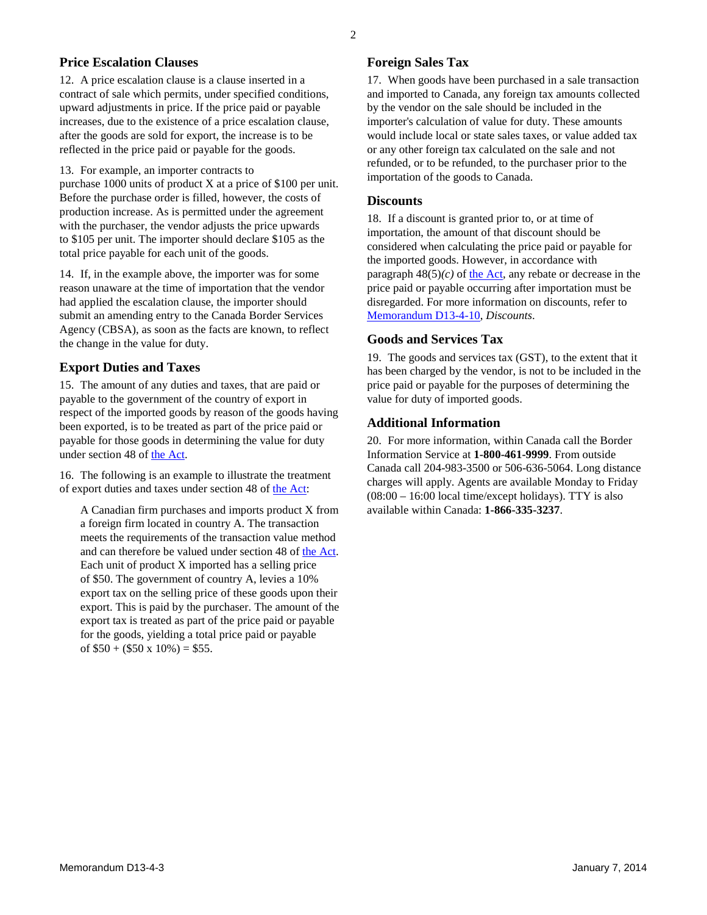### Price Escalation Clauses

12. A price escalation clause is a clause inserted in a contract of sale which permits, under specified conditions, upward adjustments in price. If the price paid or payable increases, due to the existence of a price escalation clause, after the goods are sold for export, the increase is to be reflected in the price paid or payable for the goods.

13. For example, an importer contracts to purchase 1000 units of product X at a price of \$100 per unit. Before the purchase order is filled, however, the costs of production increase. As is permitted under the agreement with the purchaser, the vendor adjusts the price upwards to \$105 per unit. The importer should declare \$105 as the total price payable for each unit of the goods.

14. If, in the example above, the importer was for some reason unaware at the time of importation that the vendor had applied the escalation clause, the importer should submit an amending entry to the Canada Border Services Agency (CBSA), as soon as the facts are known, to reflect the change in the value for duty.

### Export Duties and Taxes

15. The amount of any duties and taxes, that are paid or payable to the government of the country of export in respect of the imported goods by reason of the goods having been exported, is to be treated as part of the price paid or payable for those goods in determining the value for duty under section 48 of the Act.

16. The following is an example to illustrate the treatment of export duties and taxes under section 48 of the Act:

> A Canadian firm purchases and imports product X from a foreign firm located in country A. The transaction meets the requirements of the transaction value method and can therefore be valued under section 48 of the Act. Each unit of product X imported has a selling price of \$50. The government of country A, levies a 10% export tax on the selling price of these goods upon their export. This is paid by the purchaser. The amount of the export tax is treated as part of the price paid or payable for the goods, yielding a total price paid or payable of \$50 + (\$50 x 10%) = \$55.

### Foreign Sales Tax

17. When goods have been purchased in a sale transaction and imported to Canada, any foreign tax amounts collected by the vendor on the sale should be included in the importer's calculation of value for duty. These amounts would include local or state sales taxes, or value added tax or any other foreign tax calculated on the sale and not refunded, or to be refunded, to the purchaser prior to the importation of the goods to Canada.

### Discounts

18. If a discount is granted prior to, or at time of importation, the amount of that discount should be considered when calculating the price paid or payable for the imported goods. However, in accordance with paragraph 48(5)*(c)* of the Act, any rebate or decrease in the price paid or payable occurring after importation must be disregarded. For more information on discounts, refer to Memorandum D13-4-10, *Discounts*.

### Goods and Services Tax

19. The goods and services tax (GST), to the extent that it has been charged by the vendor, is not to be included in the price paid or payable for the purposes of determining the value for duty of imported goods.

### Additional Information

20. For more information, within Canada call the Border Information Service at **1-800-461-9999**. From outside Canada call 204-983-3500 or 506-636-5064. Long distance charges will apply. Agents are available Monday to Friday (08:00 – 16:00 local time/except holidays). TTY is also available within Canada: **1-866-335-3237**.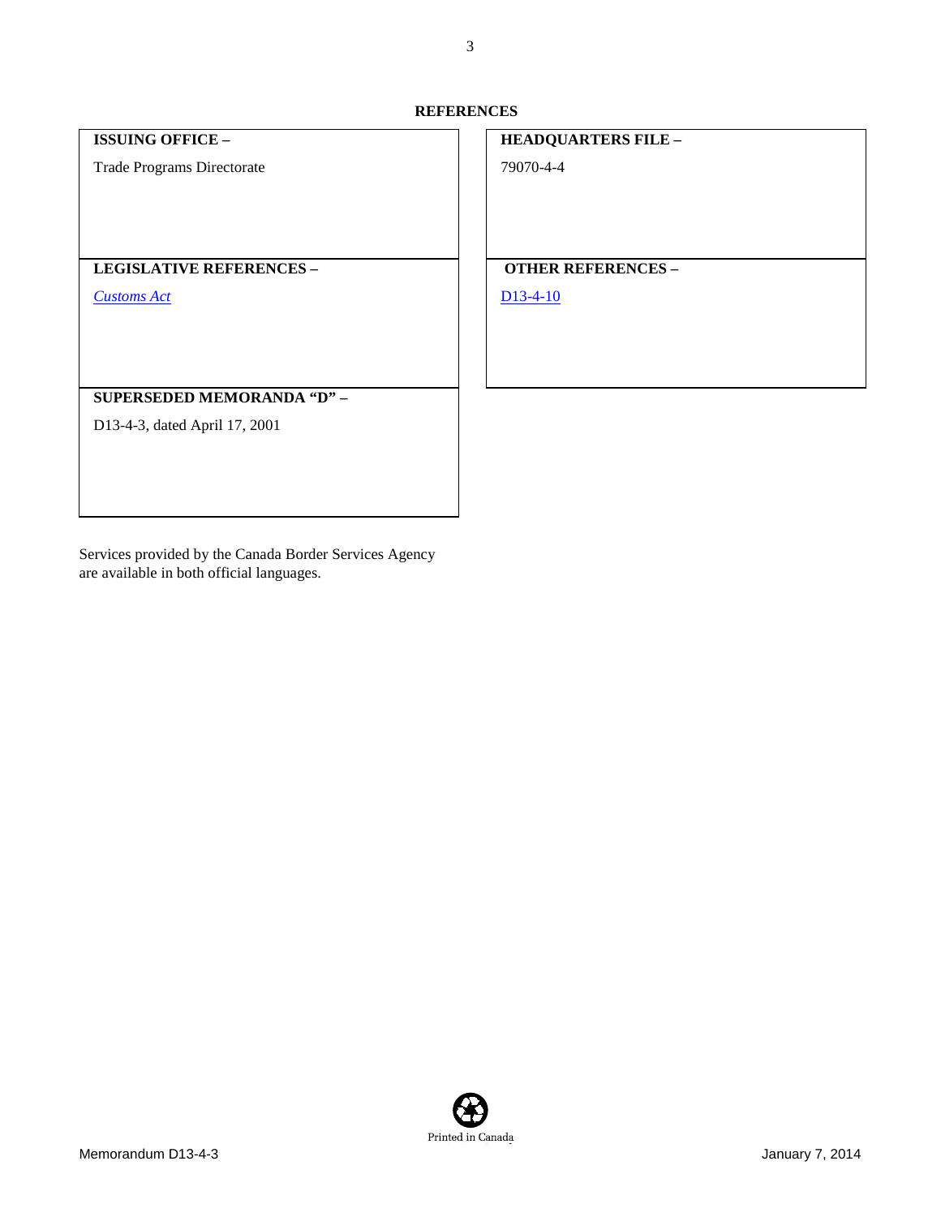## REFERENCES

| | |
|---|---|
| **ISSUING OFFICE –**<br>Trade Programs Directorate | **HEADQUARTERS FILE –**<br>79070-4-4 |
| **LEGISLATIVE REFERENCES –**<br>*Customs Act* | **OTHER REFERENCES –**<br>D13-4-10 |
| **SUPERSEDED MEMORANDA "D" –**<br>D13-4-3, dated April 17, 2001 | |

Services provided by the Canada Border Services Agency are available in both official languages.

Printed in Canada